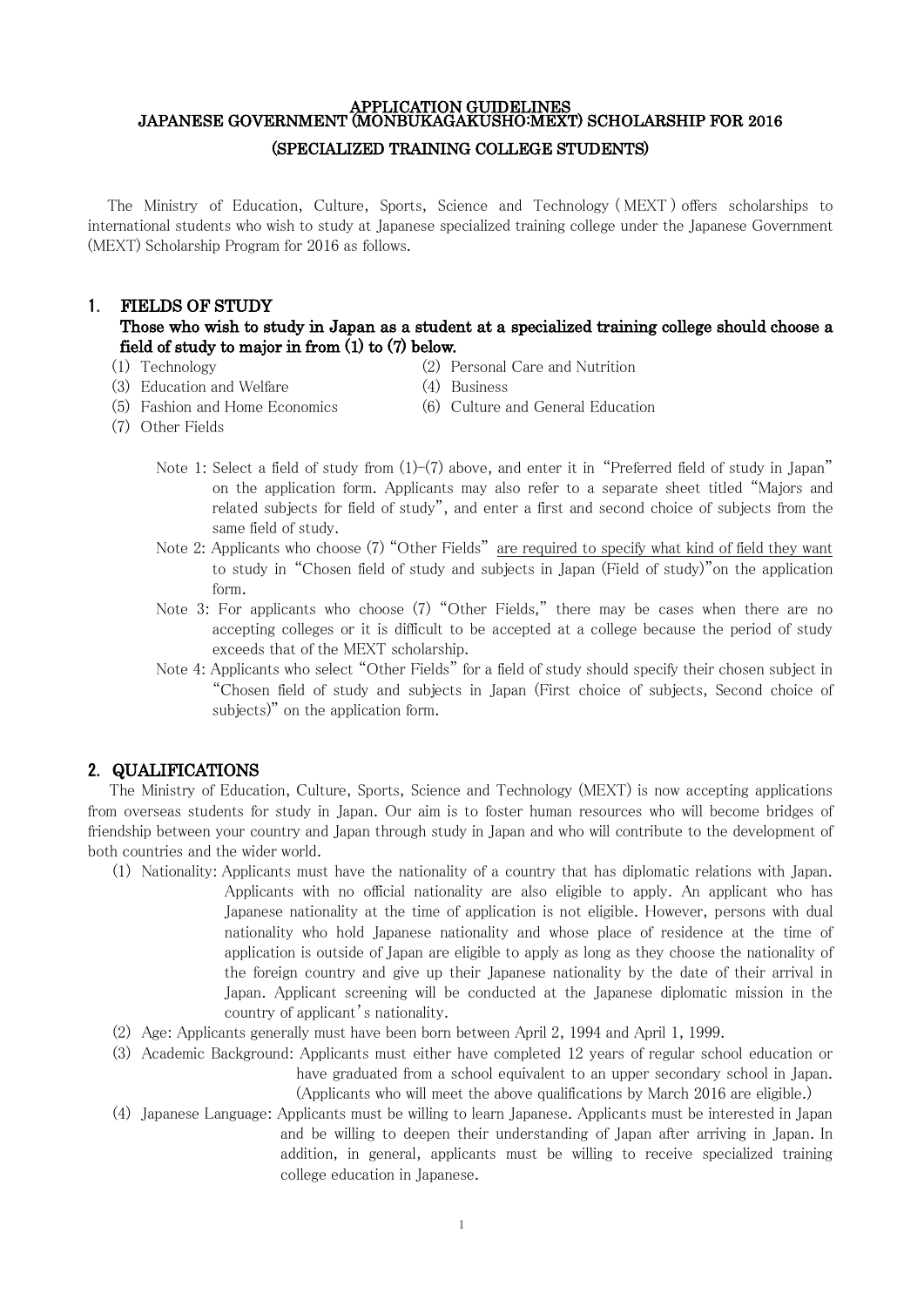# APPLICATION GUIDELINES
# JAPANESE GOVERNMENT (MONBUKAGAKUSHO:MEXT) SCHOLARSHIP FOR 2016
## (SPECIALIZED TRAINING COLLEGE STUDENTS)

The Ministry of Education, Culture, Sports, Science and Technology ( MEXT ) offers scholarships to international students who wish to study at Japanese specialized training college under the Japanese Government (MEXT) Scholarship Program for 2016 as follows.

## 1. FIELDS OF STUDY

**Those who wish to study in Japan as a student at a specialized training college should choose a field of study to major in from (1) to (7) below.**

(1) Technology
(2) Personal Care and Nutrition
(3) Education and Welfare
(4) Business
(5) Fashion and Home Economics
(6) Culture and General Education
(7) Other Fields

Note 1: Select a field of study from (1)-(7) above, and enter it in "Preferred field of study in Japan" on the application form. Applicants may also refer to a separate sheet titled "Majors and related subjects for field of study", and enter a first and second choice of subjects from the same field of study.

Note 2: Applicants who choose (7) "Other Fields" <u>are required to specify what kind of field they want</u> to study in "Chosen field of study and subjects in Japan (Field of study)"on the application form.

Note 3: For applicants who choose (7) "Other Fields," there may be cases when there are no accepting colleges or it is difficult to be accepted at a college because the period of study exceeds that of the MEXT scholarship.

Note 4: Applicants who select "Other Fields" for a field of study should specify their chosen subject in "Chosen field of study and subjects in Japan (First choice of subjects, Second choice of subjects)" on the application form.

## 2. QUALIFICATIONS

The Ministry of Education, Culture, Sports, Science and Technology (MEXT) is now accepting applications from overseas students for study in Japan. Our aim is to foster human resources who will become bridges of friendship between your country and Japan through study in Japan and who will contribute to the development of both countries and the wider world.

(1) Nationality: Applicants must have the nationality of a country that has diplomatic relations with Japan. Applicants with no official nationality are also eligible to apply. An applicant who has Japanese nationality at the time of application is not eligible. However, persons with dual nationality who hold Japanese nationality and whose place of residence at the time of application is outside of Japan are eligible to apply as long as they choose the nationality of the foreign country and give up their Japanese nationality by the date of their arrival in Japan. Applicant screening will be conducted at the Japanese diplomatic mission in the country of applicant's nationality.

(2) Age: Applicants generally must have been born between April 2, 1994 and April 1, 1999.

(3) Academic Background: Applicants must either have completed 12 years of regular school education or have graduated from a school equivalent to an upper secondary school in Japan. (Applicants who will meet the above qualifications by March 2016 are eligible.)

(4) Japanese Language: Applicants must be willing to learn Japanese. Applicants must be interested in Japan and be willing to deepen their understanding of Japan after arriving in Japan. In addition, in general, applicants must be willing to receive specialized training college education in Japanese.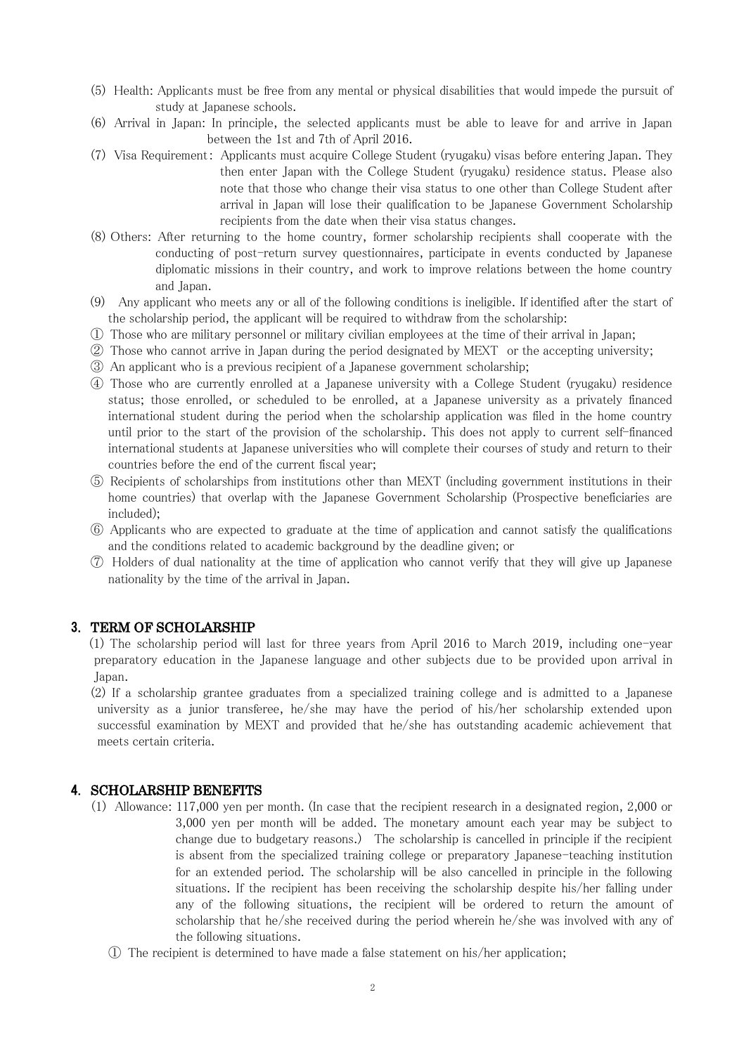(5) Health: Applicants must be free from any mental or physical disabilities that would impede the pursuit of study at Japanese schools.

(6) Arrival in Japan: In principle, the selected applicants must be able to leave for and arrive in Japan between the 1st and 7th of April 2016.

(7) Visa Requirement: Applicants must acquire College Student (ryugaku) visas before entering Japan. They then enter Japan with the College Student (ryugaku) residence status. Please also note that those who change their visa status to one other than College Student after arrival in Japan will lose their qualification to be Japanese Government Scholarship recipients from the date when their visa status changes.

(8) Others: After returning to the home country, former scholarship recipients shall cooperate with the conducting of post-return survey questionnaires, participate in events conducted by Japanese diplomatic missions in their country, and work to improve relations between the home country and Japan.

(9) Any applicant who meets any or all of the following conditions is ineligible. If identified after the start of the scholarship period, the applicant will be required to withdraw from the scholarship:

① Those who are military personnel or military civilian employees at the time of their arrival in Japan;

② Those who cannot arrive in Japan during the period designated by MEXT or the accepting university;

③ An applicant who is a previous recipient of a Japanese government scholarship;

④ Those who are currently enrolled at a Japanese university with a College Student (ryugaku) residence status; those enrolled, or scheduled to be enrolled, at a Japanese university as a privately financed international student during the period when the scholarship application was filed in the home country until prior to the start of the provision of the scholarship. This does not apply to current self-financed international students at Japanese universities who will complete their courses of study and return to their countries before the end of the current fiscal year;

⑤ Recipients of scholarships from institutions other than MEXT (including government institutions in their home countries) that overlap with the Japanese Government Scholarship (Prospective beneficiaries are included);

⑥ Applicants who are expected to graduate at the time of application and cannot satisfy the qualifications and the conditions related to academic background by the deadline given; or

⑦ Holders of dual nationality at the time of application who cannot verify that they will give up Japanese nationality by the time of the arrival in Japan.

## 3. TERM OF SCHOLARSHIP

(1) The scholarship period will last for three years from April 2016 to March 2019, including one-year preparatory education in the Japanese language and other subjects due to be provided upon arrival in Japan.

(2) If a scholarship grantee graduates from a specialized training college and is admitted to a Japanese university as a junior transferee, he/she may have the period of his/her scholarship extended upon successful examination by MEXT and provided that he/she has outstanding academic achievement that meets certain criteria.

## 4. SCHOLARSHIP BENEFITS

(1) Allowance: 117,000 yen per month. (In case that the recipient research in a designated region, 2,000 or 3,000 yen per month will be added. The monetary amount each year may be subject to change due to budgetary reasons.) The scholarship is cancelled in principle if the recipient is absent from the specialized training college or preparatory Japanese-teaching institution for an extended period. The scholarship will be also cancelled in principle in the following situations. If the recipient has been receiving the scholarship despite his/her falling under any of the following situations, the recipient will be ordered to return the amount of scholarship that he/she received during the period wherein he/she was involved with any of the following situations.

① The recipient is determined to have made a false statement on his/her application;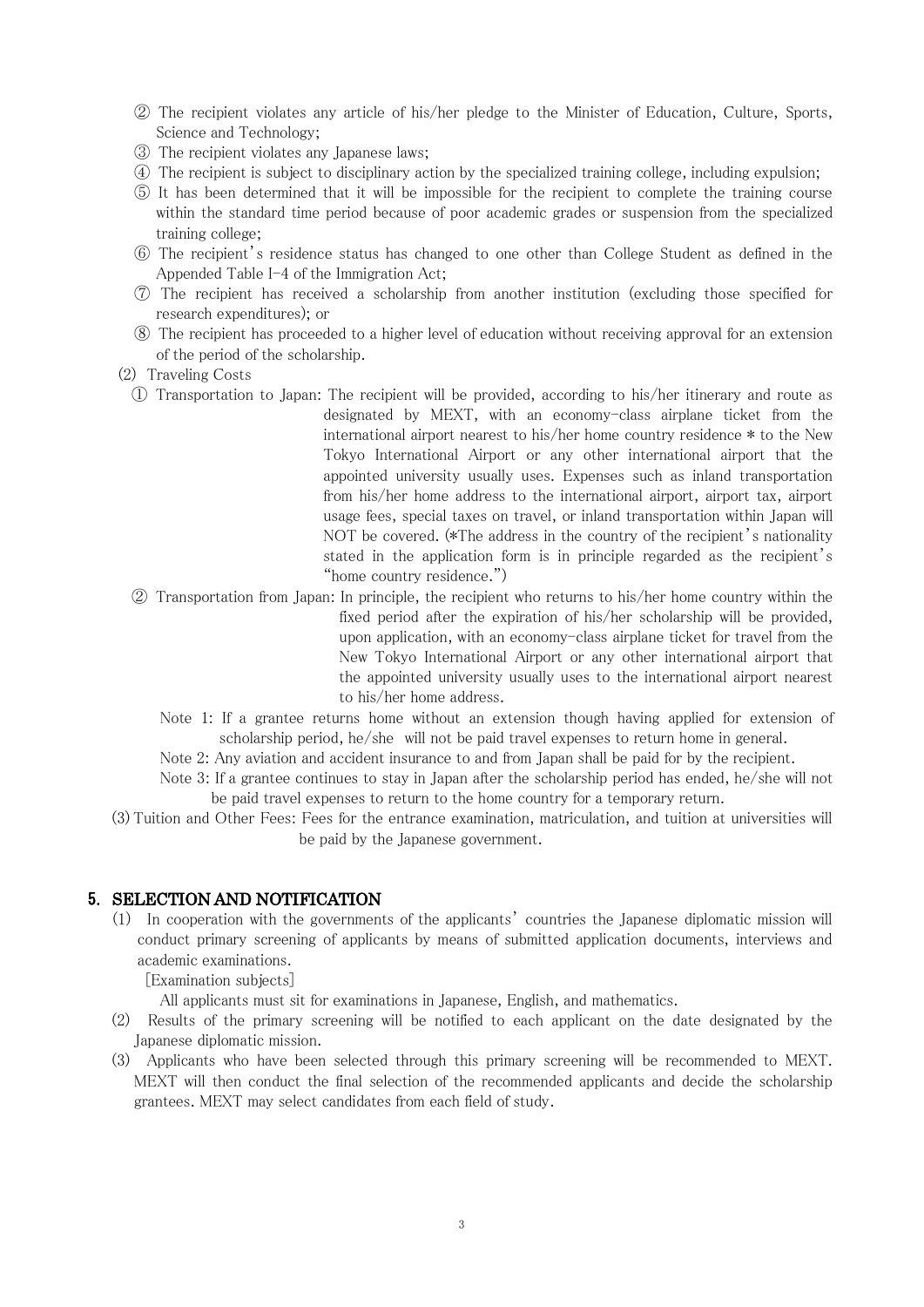② The recipient violates any article of his/her pledge to the Minister of Education, Culture, Sports, Science and Technology;

③ The recipient violates any Japanese laws;

④ The recipient is subject to disciplinary action by the specialized training college, including expulsion;

⑤ It has been determined that it will be impossible for the recipient to complete the training course within the standard time period because of poor academic grades or suspension from the specialized training college;

⑥ The recipient's residence status has changed to one other than College Student as defined in the Appended Table I-4 of the Immigration Act;

⑦ The recipient has received a scholarship from another institution (excluding those specified for research expenditures); or

⑧ The recipient has proceeded to a higher level of education without receiving approval for an extension of the period of the scholarship.

(2) Traveling Costs

① Transportation to Japan: The recipient will be provided, according to his/her itinerary and route as designated by MEXT, with an economy-class airplane ticket from the international airport nearest to his/her home country residence * to the New Tokyo International Airport or any other international airport that the appointed university usually uses. Expenses such as inland transportation from his/her home address to the international airport, airport tax, airport usage fees, special taxes on travel, or inland transportation within Japan will NOT be covered. (*The address in the country of the recipient's nationality stated in the application form is in principle regarded as the recipient's "home country residence.")

② Transportation from Japan: In principle, the recipient who returns to his/her home country within the fixed period after the expiration of his/her scholarship will be provided, upon application, with an economy-class airplane ticket for travel from the New Tokyo International Airport or any other international airport that the appointed university usually uses to the international airport nearest to his/her home address.

Note 1: If a grantee returns home without an extension though having applied for extension of scholarship period, he/she will not be paid travel expenses to return home in general.

Note 2: Any aviation and accident insurance to and from Japan shall be paid for by the recipient.

Note 3: If a grantee continues to stay in Japan after the scholarship period has ended, he/she will not be paid travel expenses to return to the home country for a temporary return.

(3) Tuition and Other Fees: Fees for the entrance examination, matriculation, and tuition at universities will be paid by the Japanese government.

## 5. SELECTION AND NOTIFICATION

(1) In cooperation with the governments of the applicants' countries the Japanese diplomatic mission will conduct primary screening of applicants by means of submitted application documents, interviews and academic examinations.

[Examination subjects]

All applicants must sit for examinations in Japanese, English, and mathematics.

(2) Results of the primary screening will be notified to each applicant on the date designated by the Japanese diplomatic mission.

(3) Applicants who have been selected through this primary screening will be recommended to MEXT. MEXT will then conduct the final selection of the recommended applicants and decide the scholarship grantees. MEXT may select candidates from each field of study.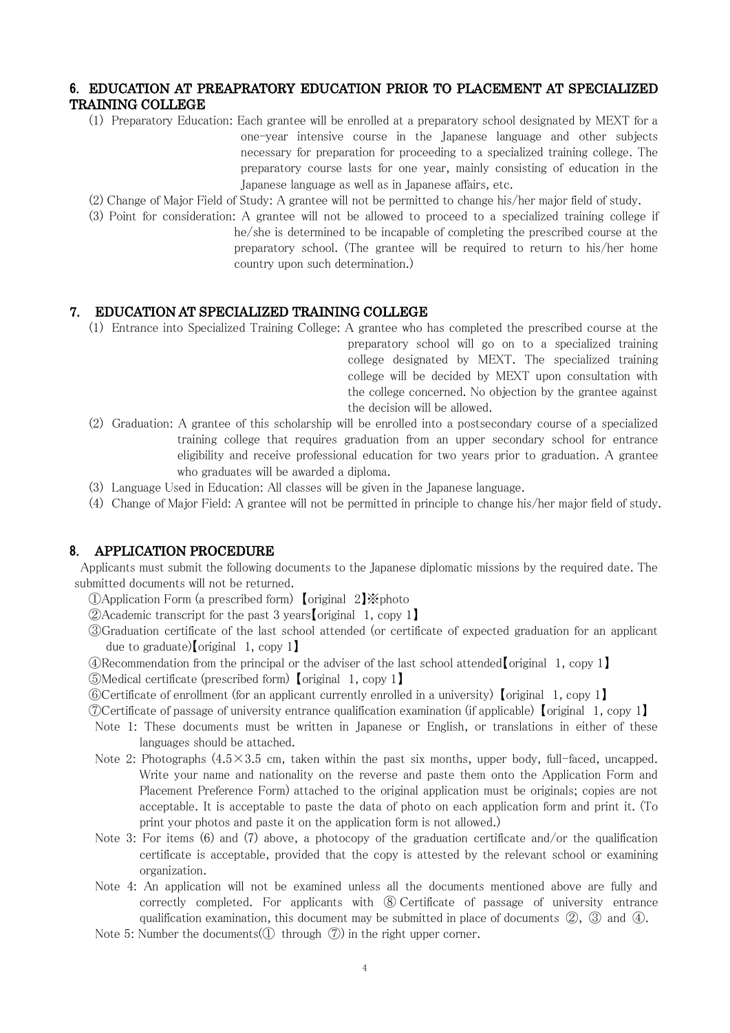## 6. EDUCATION AT PREAPRATORY EDUCATION PRIOR TO PLACEMENT AT SPECIALIZED TRAINING COLLEGE

(1) Preparatory Education: Each grantee will be enrolled at a preparatory school designated by MEXT for a one-year intensive course in the Japanese language and other subjects necessary for preparation for proceeding to a specialized training college. The preparatory course lasts for one year, mainly consisting of education in the Japanese language as well as in Japanese affairs, etc.

(2) Change of Major Field of Study: A grantee will not be permitted to change his/her major field of study.

(3) Point for consideration: A grantee will not be allowed to proceed to a specialized training college if he/she is determined to be incapable of completing the prescribed course at the preparatory school. (The grantee will be required to return to his/her home country upon such determination.)

## 7. EDUCATION AT SPECIALIZED TRAINING COLLEGE

(1) Entrance into Specialized Training College: A grantee who has completed the prescribed course at the preparatory school will go on to a specialized training college designated by MEXT. The specialized training college will be decided by MEXT upon consultation with the college concerned. No objection by the grantee against the decision will be allowed.

(2) Graduation: A grantee of this scholarship will be enrolled into a postsecondary course of a specialized training college that requires graduation from an upper secondary school for entrance eligibility and receive professional education for two years prior to graduation. A grantee who graduates will be awarded a diploma.

(3) Language Used in Education: All classes will be given in the Japanese language.

(4) Change of Major Field: A grantee will not be permitted in principle to change his/her major field of study.

## 8. APPLICATION PROCEDURE

Applicants must submit the following documents to the Japanese diplomatic missions by the required date. The submitted documents will not be returned.

①Application Form (a prescribed form) 【original 2】※photo
②Academic transcript for the past 3 years【original 1, copy 1】
③Graduation certificate of the last school attended (or certificate of expected graduation for an applicant due to graduate)【original 1, copy 1】
④Recommendation from the principal or the adviser of the last school attended【original 1, copy 1】
⑤Medical certificate (prescribed form) 【original 1, copy 1】
⑥Certificate of enrollment (for an applicant currently enrolled in a university) 【original 1, copy 1】
⑦Certificate of passage of university entrance qualification examination (if applicable) 【original 1, copy 1】

Note 1: These documents must be written in Japanese or English, or translations in either of these languages should be attached.

Note 2: Photographs (4.5×3.5 cm, taken within the past six months, upper body, full-faced, uncapped. Write your name and nationality on the reverse and paste them onto the Application Form and Placement Preference Form) attached to the original application must be originals; copies are not acceptable. It is acceptable to paste the data of photo on each application form and print it. (To print your photos and paste it on the application form is not allowed.)

Note 3: For items (6) and (7) above, a photocopy of the graduation certificate and/or the qualification certificate is acceptable, provided that the copy is attested by the relevant school or examining organization.

Note 4: An application will not be examined unless all the documents mentioned above are fully and correctly completed. For applicants with ⑧ Certificate of passage of university entrance qualification examination, this document may be submitted in place of documents ②, ③ and ④.

Note 5: Number the documents(① through ⑦) in the right upper corner.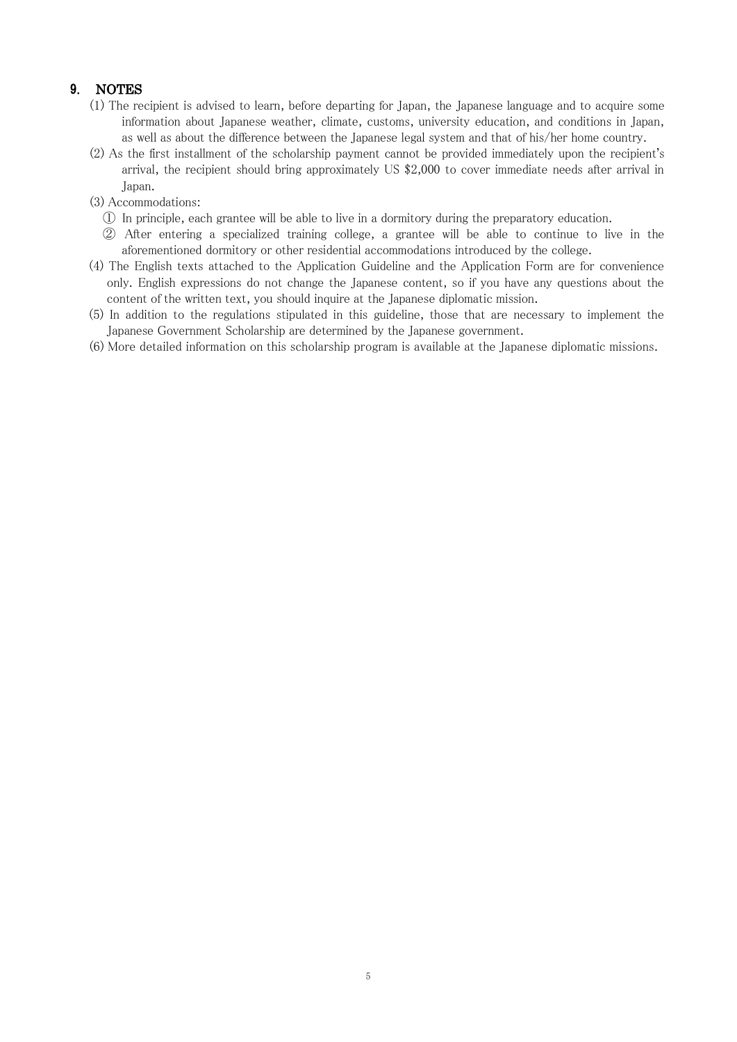## 9. NOTES

(1) The recipient is advised to learn, before departing for Japan, the Japanese language and to acquire some information about Japanese weather, climate, customs, university education, and conditions in Japan, as well as about the difference between the Japanese legal system and that of his/her home country.

(2) As the first installment of the scholarship payment cannot be provided immediately upon the recipient's arrival, the recipient should bring approximately US $2,000 to cover immediate needs after arrival in Japan.

(3) Accommodations:

① In principle, each grantee will be able to live in a dormitory during the preparatory education.

② After entering a specialized training college, a grantee will be able to continue to live in the aforementioned dormitory or other residential accommodations introduced by the college.

(4) The English texts attached to the Application Guideline and the Application Form are for convenience only. English expressions do not change the Japanese content, so if you have any questions about the content of the written text, you should inquire at the Japanese diplomatic mission.

(5) In addition to the regulations stipulated in this guideline, those that are necessary to implement the Japanese Government Scholarship are determined by the Japanese government.

(6) More detailed information on this scholarship program is available at the Japanese diplomatic missions.